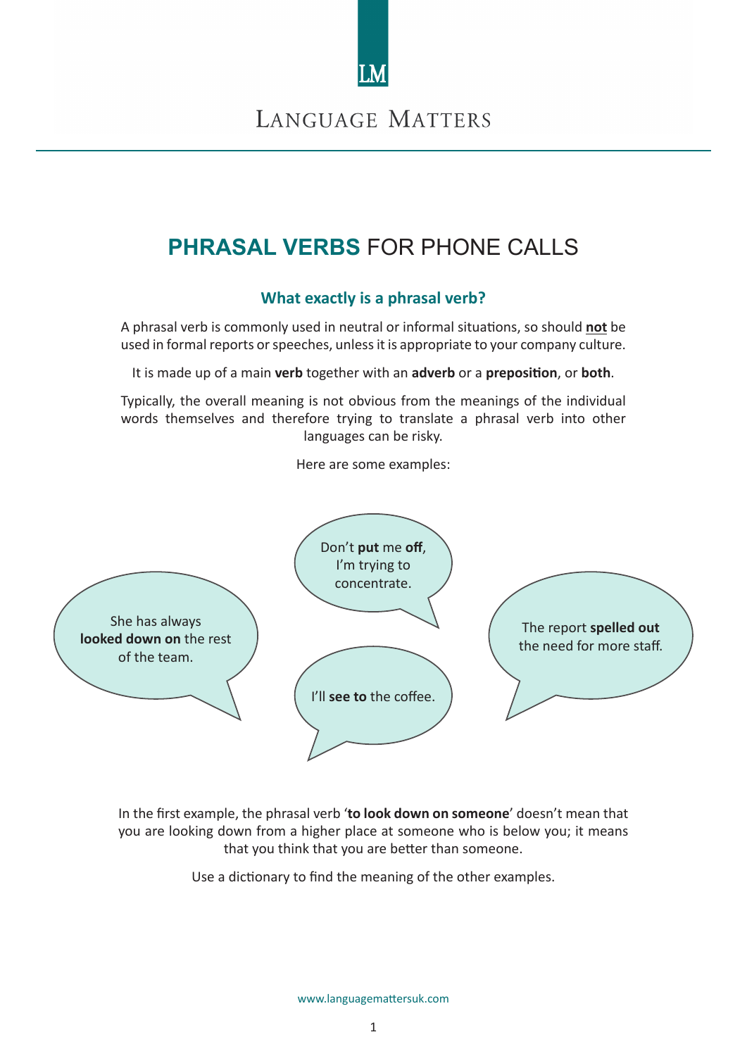LM

LANGUAGE MATTERS

# **PHRASAL VERBS** FOR PHONE CALLS

## What exactly is a phrasal verb?

A phrasal verb is commonly used in neutral or informal situations, so should **not** be used in formal reports or speeches, unless it is appropriate to your company culture.

It is made up of a main **verb** together with an **adverb** or a **preposition**, or **both**.

Typically, the overall meaning is not obvious from the meanings of the individual words themselves and therefore trying to translate a phrasal verb into other languages can be risky.

Here are some examples:

She has always **looked down on** the rest of the team.

Don't **put** me **off**, I'm trying to concentrate.

I'll **see to** the coffee.

The report **spelled out** the need for more staff.

In the first example, the phrasal verb '**to look down on someone**' doesn't mean that you are looking down from a higher place at someone who is below you; it means that you think that you are better than someone.

Use a dictionary to find the meaning of the other examples.

www.languagemattersuk.com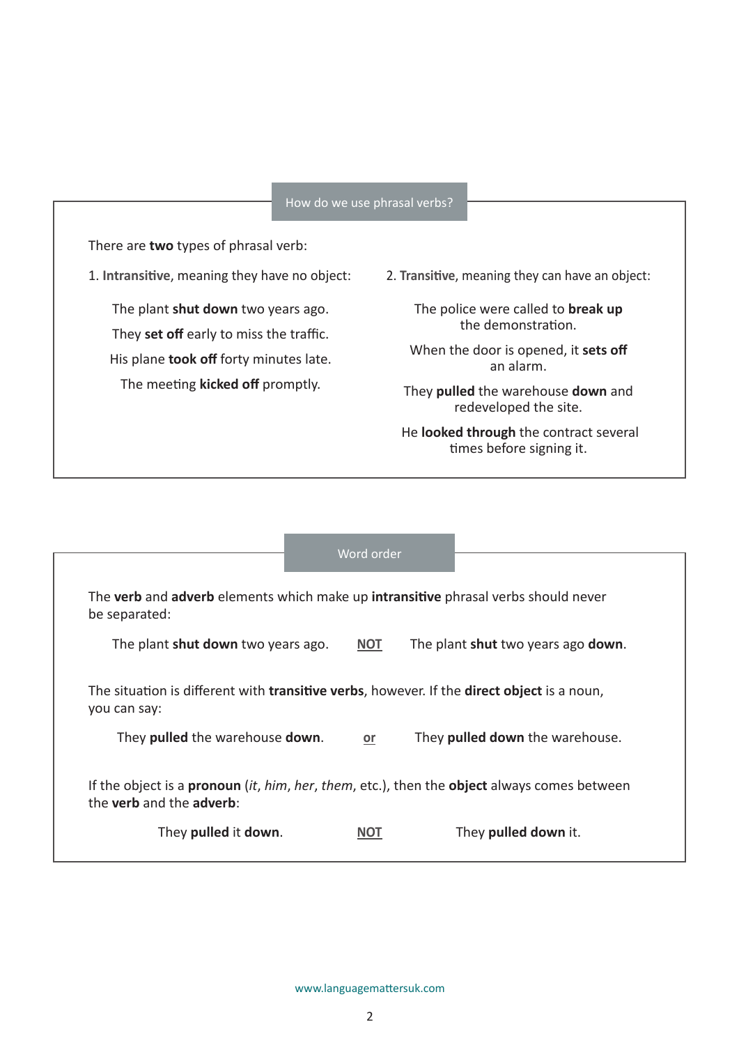## How do we use phrasal verbs?

There are **two** types of phrasal verb:

1. **Intransitive**, meaning they have no object:

The plant **shut down** two years ago.

They **set off** early to miss the traffic.

His plane **took off** forty minutes late.

The meeting **kicked off** promptly.

2. **Transitive**, meaning they can have an object:

The police were called to **break up** the demonstration.

When the door is opened, it **sets off** an alarm.

They **pulled** the warehouse **down** and redeveloped the site.

He **looked through** the contract several times before signing it.

## Word order

The **verb** and **adverb** elements which make up **intransitive** phrasal verbs should never be separated:

The plant **shut down** two years ago. **NOT** The plant **shut** two years ago **down**.

The situation is different with **transitive verbs**, however. If the **direct object** is a noun, you can say:

They **pulled** the warehouse **down**. **or** They **pulled down** the warehouse.

If the object is a **pronoun** (*it*, *him*, *her*, *them*, etc.), then the **object** always comes between the **verb** and the **adverb**:

They **pulled** it **down**. **NOT** They **pulled down** it.

www.languagemattersuk.com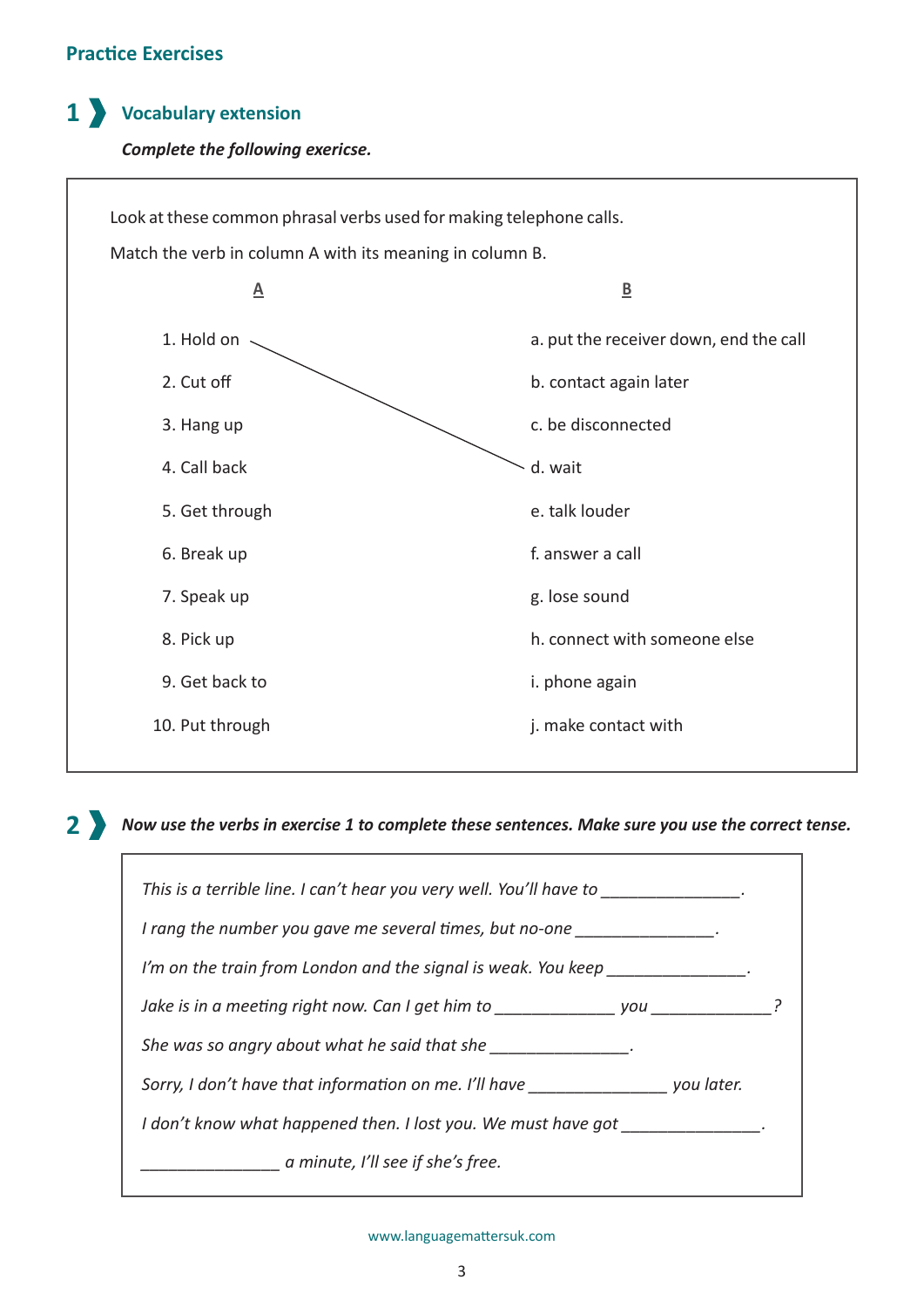## Practice Exercises

### 1 Vocabulary extension

***Complete the following exercise.***

Look at these common phrasal verbs used for making telephone calls.

Match the verb in column A with its meaning in column B.

| A | B |
|---|---|
| 1. Hold on | a. put the receiver down, end the call |
| 2. Cut off | b. contact again later |
| 3. Hang up | c. be disconnected |
| 4. Call back | d. wait |
| 5. Get through | e. talk louder |
| 6. Break up | f. answer a call |
| 7. Speak up | g. lose sound |
| 8. Pick up | h. connect with someone else |
| 9. Get back to | i. phone again |
| 10. Put through | j. make contact with |

(Example: 1. Hold on — d. wait)

### 2 *Now use the verbs in exercise 1 to complete these sentences. Make sure you use the correct tense.*

*This is a terrible line. I can't hear you very well. You'll have to _______________.*

*I rang the number you gave me several times, but no-one _______________.*

*I'm on the train from London and the signal is weak. You keep _______________.*

*Jake is in a meeting right now. Can I get him to _____________ you _____________?*

*She was so angry about what he said that she _______________.*

*Sorry, I don't have that information on me. I'll have _______________ you later.*

*I don't know what happened then. I lost you. We must have got _______________.*

*_______________ a minute, I'll see if she's free.*

www.languagemattersuk.com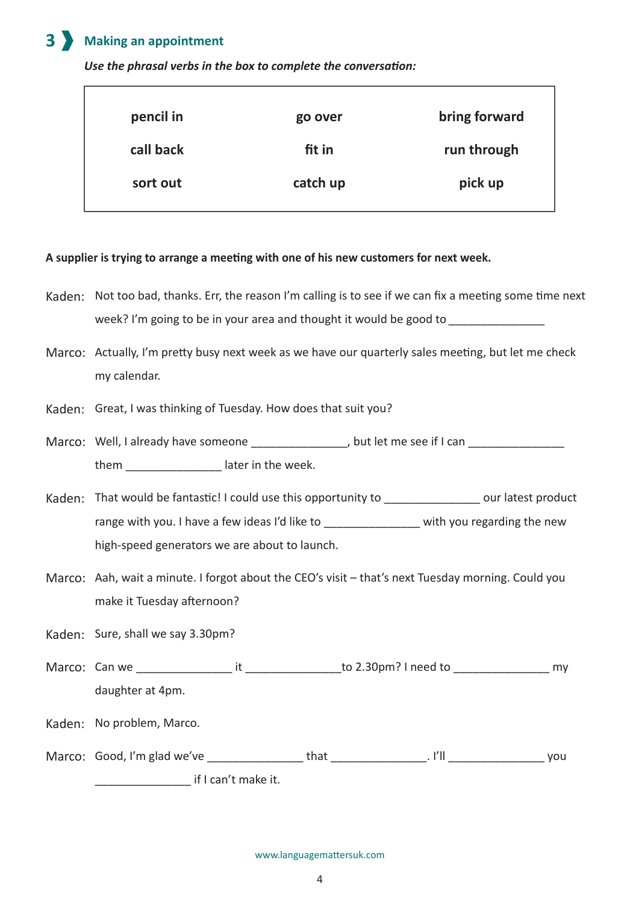## 3 Making an appointment

***Use the phrasal verbs in the box to complete the conversation:***

| | | |
|---|---|---|
| **pencil in** | **go over** | **bring forward** |
| **call back** | **fit in** | **run through** |
| **sort out** | **catch up** | **pick up** |

**A supplier is trying to arrange a meeting with one of his new customers for next week.**

Kaden: Not too bad, thanks. Err, the reason I'm calling is to see if we can fix a meeting some time next week? I'm going to be in your area and thought it would be good to _______________

Marco: Actually, I'm pretty busy next week as we have our quarterly sales meeting, but let me check my calendar.

Kaden: Great, I was thinking of Tuesday. How does that suit you?

Marco: Well, I already have someone _______________, but let me see if I can _______________ them _______________ later in the week.

Kaden: That would be fantastic! I could use this opportunity to _______________ our latest product range with you. I have a few ideas I'd like to _______________ with you regarding the new high-speed generators we are about to launch.

Marco: Aah, wait a minute. I forgot about the CEO's visit – that's next Tuesday morning. Could you make it Tuesday afternoon?

Kaden: Sure, shall we say 3.30pm?

Marco: Can we _______________ it _______________to 2.30pm? I need to _______________ my daughter at 4pm.

Kaden: No problem, Marco.

Marco: Good, I'm glad we've _______________ that _______________. I'll _______________ you _______________ if I can't make it.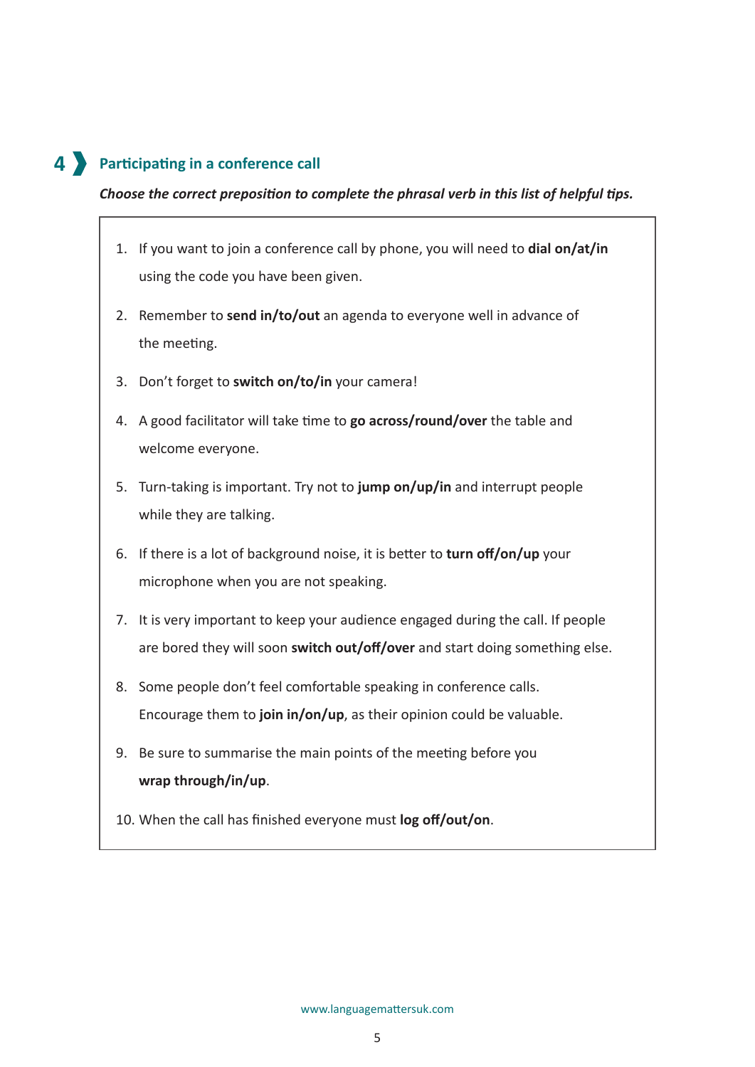## 4 Participating in a conference call

***Choose the correct preposition to complete the phrasal verb in this list of helpful tips.***

1. If you want to join a conference call by phone, you will need to **dial on/at/in** using the code you have been given.
2. Remember to **send in/to/out** an agenda to everyone well in advance of the meeting.
3. Don't forget to **switch on/to/in** your camera!
4. A good facilitator will take time to **go across/round/over** the table and welcome everyone.
5. Turn-taking is important. Try not to **jump on/up/in** and interrupt people while they are talking.
6. If there is a lot of background noise, it is better to **turn off/on/up** your microphone when you are not speaking.
7. It is very important to keep your audience engaged during the call. If people are bored they will soon **switch out/off/over** and start doing something else.
8. Some people don't feel comfortable speaking in conference calls. Encourage them to **join in/on/up**, as their opinion could be valuable.
9. Be sure to summarise the main points of the meeting before you **wrap through/in/up**.
10. When the call has finished everyone must **log off/out/on**.

www.languagemattersuk.com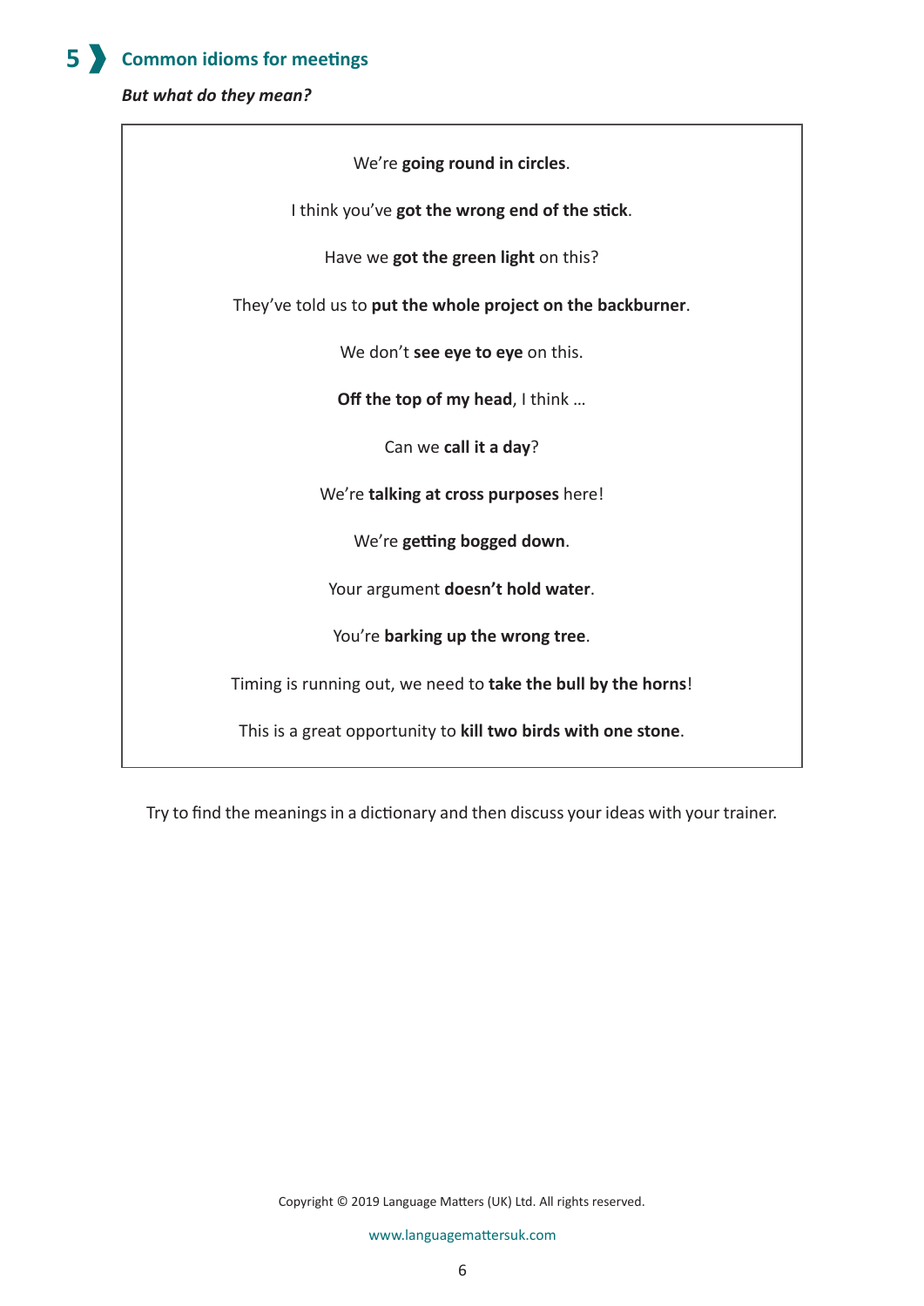## 5 Common idioms for meetings

***But what do they mean?***

We're **going round in circles**.

I think you've **got the wrong end of the stick**.

Have we **got the green light** on this?

They've told us to **put the whole project on the backburner**.

We don't **see eye to eye** on this.

**Off the top of my head**, I think …

Can we **call it a day**?

We're **talking at cross purposes** here!

We're **getting bogged down**.

Your argument **doesn't hold water**.

You're **barking up the wrong tree**.

Timing is running out, we need to **take the bull by the horns**!

This is a great opportunity to **kill two birds with one stone**.

Try to find the meanings in a dictionary and then discuss your ideas with your trainer.

Copyright © 2019 Language Matters (UK) Ltd. All rights reserved.

www.languagemattersuk.com